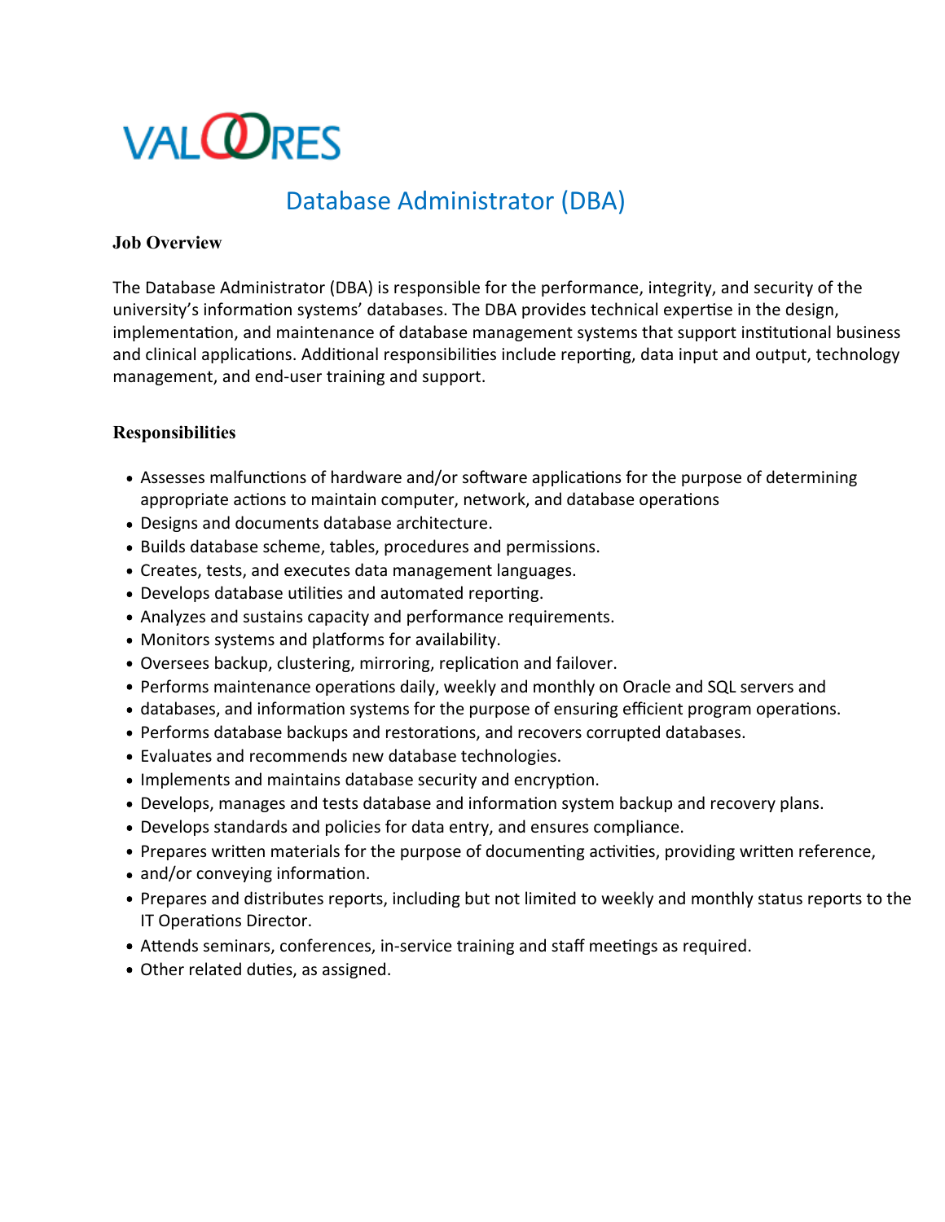VALOORES

# Database Administrator (DBA)

**Job Overview**

The Database Administrator (DBA) is responsible for the performance, integrity, and security of the university's information systems' databases. The DBA provides technical expertise in the design, implementation, and maintenance of database management systems that support institutional business and clinical applications. Additional responsibilities include reporting, data input and output, technology management, and end-user training and support.

**Responsibilities**

- Assesses malfunctions of hardware and/or software applications for the purpose of determining appropriate actions to maintain computer, network, and database operations
- Designs and documents database architecture.
- Builds database scheme, tables, procedures and permissions.
- Creates, tests, and executes data management languages.
- Develops database utilities and automated reporting.
- Analyzes and sustains capacity and performance requirements.
- Monitors systems and platforms for availability.
- Oversees backup, clustering, mirroring, replication and failover.
- Performs maintenance operations daily, weekly and monthly on Oracle and SQL servers and
- databases, and information systems for the purpose of ensuring efficient program operations.
- Performs database backups and restorations, and recovers corrupted databases.
- Evaluates and recommends new database technologies.
- Implements and maintains database security and encryption.
- Develops, manages and tests database and information system backup and recovery plans.
- Develops standards and policies for data entry, and ensures compliance.
- Prepares written materials for the purpose of documenting activities, providing written reference,
- and/or conveying information.
- Prepares and distributes reports, including but not limited to weekly and monthly status reports to the IT Operations Director.
- Attends seminars, conferences, in-service training and staff meetings as required.
- Other related duties, as assigned.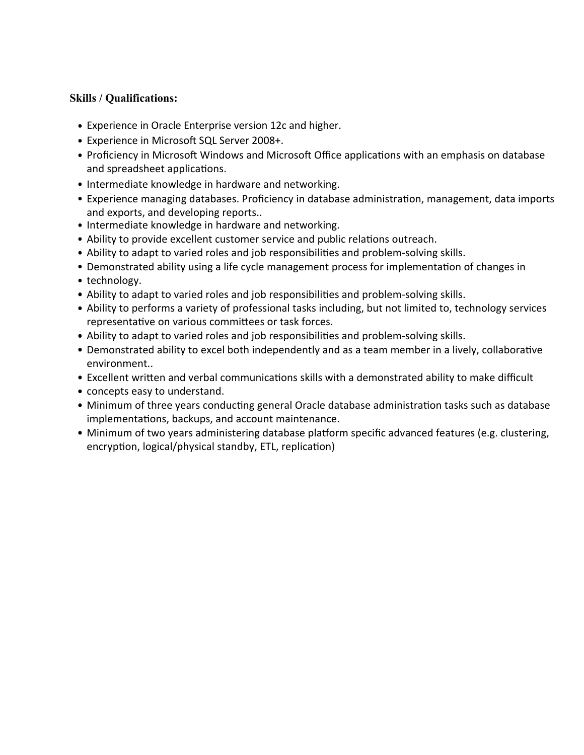**Skills / Qualifications:**

- Experience in Oracle Enterprise version 12c and higher.
- Experience in Microsoft SQL Server 2008+.
- Proficiency in Microsoft Windows and Microsoft Office applications with an emphasis on database and spreadsheet applications.
- Intermediate knowledge in hardware and networking.
- Experience managing databases. Proficiency in database administration, management, data imports and exports, and developing reports..
- Intermediate knowledge in hardware and networking.
- Ability to provide excellent customer service and public relations outreach.
- Ability to adapt to varied roles and job responsibilities and problem-solving skills.
- Demonstrated ability using a life cycle management process for implementation of changes in
- technology.
- Ability to adapt to varied roles and job responsibilities and problem-solving skills.
- Ability to performs a variety of professional tasks including, but not limited to, technology services representative on various committees or task forces.
- Ability to adapt to varied roles and job responsibilities and problem-solving skills.
- Demonstrated ability to excel both independently and as a team member in a lively, collaborative environment..
- Excellent written and verbal communications skills with a demonstrated ability to make difficult
- concepts easy to understand.
- Minimum of three years conducting general Oracle database administration tasks such as database implementations, backups, and account maintenance.
- Minimum of two years administering database platform specific advanced features (e.g. clustering, encryption, logical/physical standby, ETL, replication)